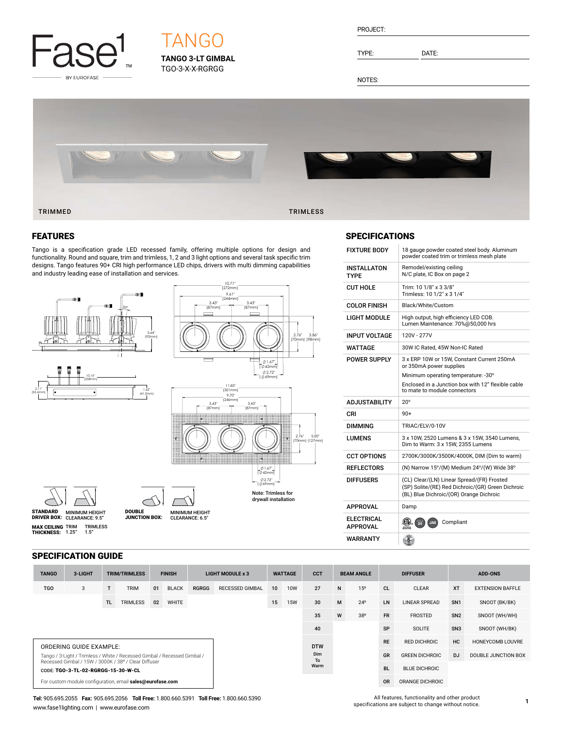# TANGO

**TANGO 3-LT GIMBAL**
TGO-3-X-X-RGRGG

PROJECT:

TYPE: DATE:

NOTES:

TRIMMED    TRIMLESS

## FEATURES

Tango is a specification grade LED recessed family, offering multiple options for design and functionality. Round and square, trim and trimless, 1, 2 and 3 light options and several task specific trim designs. Tango features 90+ CRI high performance LED chips, drivers with multi dimming capabilities and industry leading ease of installation and services.

Note: Trimless for drywall installation

**STANDARD DRIVER BOX:** MINIMUM HEIGHT CLEARANCE: 9.5"

**DOUBLE JUNCTION BOX:** MINIMUM HEIGHT CLEARANCE: 6.5"

**MAX CEILING THICKNESS:** TRIM 1.25" TRIMLESS 1.5"

## SPECIFICATIONS

| | |
|---|---|
| **FIXTURE BODY** | 18 gauge powder coated steel body. Aluminum powder coated trim or trimless mesh plate |
| **INSTALLATON TYPE** | Remodel/existing ceiling<br>N/C plate, IC Box on page 2 |
| **CUT HOLE** | Trim: 10 1/8" x 3 3/8"<br>Trimless: 10 1/2" x 3 1/4" |
| **COLOR FINISH** | Black/White/Custom |
| **LIGHT MODULE** | High output, high efficiency LED COB.<br>Lumen Maintenance: 70%@50,000 hrs |
| **INPUT VOLTAGE** | 120V - 277V |
| **WATTAGE** | 30W IC Rated, 45W Non-IC Rated |
| **POWER SUPPLY** | 3 x ERP 10W or 15W, Constant Current 250mA or 350mA power supplies<br>Minimum operating temperature: -30º<br>Enclosed in a Junction box with 12" flexible cable to mate to module connectors |
| **ADJUSTABILITY** | 20º |
| **CRI** | 90+ |
| **DIMMING** | TRIAC/ELV/0-10V |
| **LUMENS** | 3 x 10W, 2520 Lumens & 3 x 15W, 3540 Lumens, Dim to Warm: 3 x 15W, 2355 Lumens |
| **CCT OPTIONS** | 2700K/3000K/3500K/4000K, DIM (Dim to warm) |
| **REFLECTORS** | (N) Narrow 15º/(M) Medium 24º/(W) Wide 38º |
| **DIFFUSERS** | (CL) Clear/(LN) Linear Spread/(FR) Frosted<br>(SP) Solite/(RE) Red Dichroic/(GR) Green Dichroic<br>(BL) Blue Dichroic/(OR) Orange Dichroic |
| **APPROVAL** | Damp |
| **ELECTRICAL APPROVAL** | Compliant |
| **WARRANTY** | 5 |

## SPECIFICATION GUIDE

| TANGO | 3-LIGHT | TRIM/TRIMLESS | | FINISH | | LIGHT MODULE x 3 | | WATTAGE | | CCT | BEAM ANGLE | | DIFFUSER | | ADD-ONS | |
|---|---|---|---|---|---|---|---|---|---|---|---|---|---|---|---|---|
| TGO | 3 | T | TRIM | 01 | BLACK | RGRGG | RECESSED GIMBAL | 10 | 10W | 27 | N | 15º | CL | CLEAR | XT | EXTENSION BAFFLE |
| | | TL | TRIMLESS | 02 | WHITE | | | 15 | 15W | 30 | M | 24º | LN | LINEAR SPREAD | SN1 | SNOOT (BK/BK) |
| | | | | | | | | | | 35 | W | 38º | FR | FROSTED | SN2 | SNOOT (WH/WH) |
| | | | | | | | | | | 40 | | | SP | SOLITE | SN3 | SNOOT (WH/BK) |
| | | | | | | | | | | DTW Dim To Warm | | | RE | RED DICHROIC | HC | HONEYCOMB LOUVRE |
| | | | | | | | | | | | | | GR | GREEN DICHROIC | DJ | DOUBLE JUNCTION BOX |
| | | | | | | | | | | | | | BL | BLUE DICHROIC | | |
| | | | | | | | | | | | | | OR | ORANGE DICHROIC | | |

ORDERING GUIDE EXAMPLE:

Tango / 3-Light / Trimless / White / Recessed Gimbal / Recessed Gimbal / Recessed Gimbal / 15W / 3000K / 38º / Clear Diffuser

CODE: **TGO-3-TL-02-RGRGG-15-30-W-CL**

For custom module configuration, email **sales@eurofase.com**

**Tel:** 905.695.2055 **Fax:** 905.695.2056 **Toll Free:** 1.800.660.5391 **Toll Free:** 1.800.660.5390
www.fase1lighting.com | www.eurofase.com

All features, functionality and other product specifications are subject to change without notice.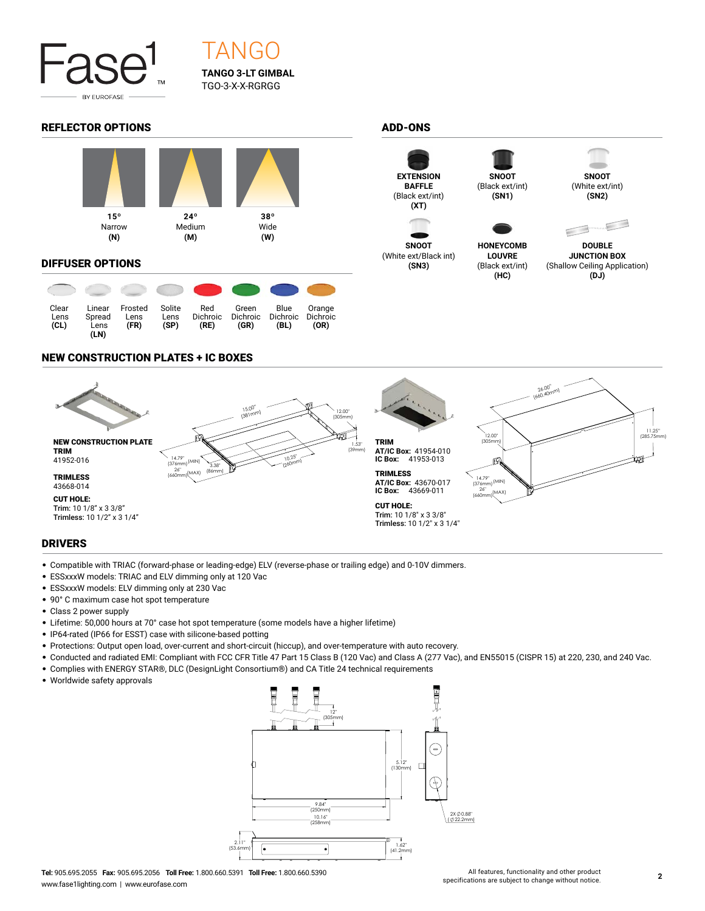# TANGO

**TANGO 3-LT GIMBAL**
TGO-3-X-X-RGRGG

## REFLECTOR OPTIONS

| 15° Narrow (N) | 24° Medium (M) | 38° Wide (W) |
|---|---|---|

## DIFFUSER OPTIONS

| Clear Lens (CL) | Linear Spread Lens (LN) | Frosted Lens (FR) | Solite Lens (SP) | Red Dichroic (RE) | Green Dichroic (GR) | Blue Dichroic (BL) | Orange Dichroic (OR) |
|---|---|---|---|---|---|---|---|

## ADD-ONS

- **EXTENSION BAFFLE** (Black ext/int) **(XT)**
- **SNOOT** (Black ext/int) **(SN1)**
- **SNOOT** (White ext/int) **(SN2)**
- **SNOOT** (White ext/Black int) **(SN3)**
- **HONEYCOMB LOUVRE** (Black ext/int) **(HC)**
- **DOUBLE JUNCTION BOX** (Shallow Ceiling Application) **(DJ)**

## NEW CONSTRUCTION PLATES + IC BOXES

**NEW CONSTRUCTION PLATE**
**TRIM**
41952-016

**TRIMLESS**
43668-014

**CUT HOLE:**
Trim: 10 1/8" x 3 3/8"
Trimless: 10 1/2" x 3 1/4"

15.00" (381mm); 12.00" (305mm); 1.53" (39mm); 10.25" (260mm); 3.38" (86mm); 14.79" (376mm) (MIN); 26" (660mm) (MAX)

**TRIM**
**AT/IC Box:** 41954-010
**IC Box:** 41953-013

**TRIMLESS**
**AT/IC Box:** 43670-017
**IC Box:** 43669-011

**CUT HOLE:**
Trim: 10 1/8" x 3 3/8"
Trimless: 10 1/2" x 3 1/4"

26.00" (660.40mm); 12.00" (305mm); 11.25" (285.75mm); 14.79" (376mm) (MIN); 26" (660mm) (MAX)

## DRIVERS

- Compatible with TRIAC (forward-phase or leading-edge) ELV (reverse-phase or trailing edge) and 0-10V dimmers.
- ESSxxxW models: TRIAC and ELV dimming only at 120 Vac
- ESSxxxW models: ELV dimming only at 230 Vac
- 90° C maximum case hot spot temperature
- Class 2 power supply
- Lifetime: 50,000 hours at 70° case hot spot temperature (some models have a higher lifetime)
- IP64-rated (IP66 for ESST) case with silicone-based potting
- Protections: Output open load, over-current and short-circuit (hiccup), and over-temperature with auto recovery.
- Conducted and radiated EMI: Compliant with FCC CFR Title 47 Part 15 Class B (120 Vac) and Class A (277 Vac), and EN55015 (CISPR 15) at 220, 230, and 240 Vac.
- Complies with ENERGY STAR®, DLC (DesignLight Consortium®) and CA Title 24 technical requirements
- Worldwide safety approvals

12" (305mm); 5.12" (130mm); 9.84" (250mm); 10.16" (258mm); 2X Ø0.88" (Ø22.2mm); 2.11" (53.6mm); 1.62" (41.2mm)

**Tel:** 905.695.2055 **Fax:** 905.695.2056 **Toll Free:** 1.800.660.5391 **Toll Free:** 1.800.660.5390
www.fase1lighting.com | www.eurofase.com

All features, functionality and other product specifications are subject to change without notice.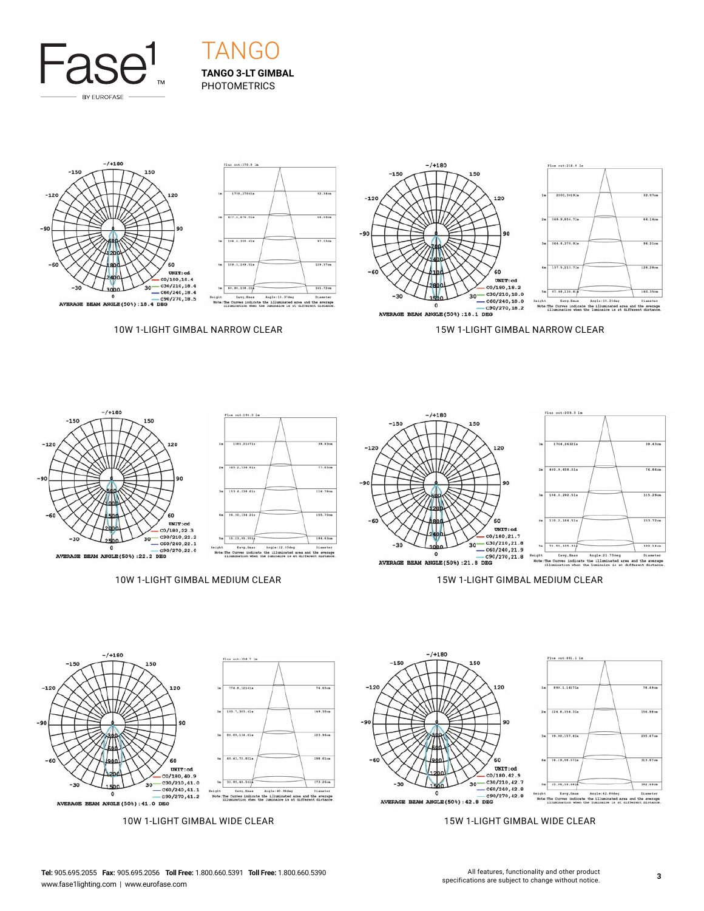# TANGO

**TANGO 3-LT GIMBAL**

PHOTOMETRICS

-/+180
-150
150
-120
120
-90
90
-60
60
-30
30
0
600
1200
1800
2400
3000
UNIT:cd
C0/180,18.4
C30/210,18.4
C60/240,18.4
C90/270,18.5
AVERAGE BEAM ANGLE(50%):18.4 DEG

Flux out:170.9 lm
Height
Eavg,Emax
Angle:11.37deg
Diameter
Note:The Curves indicate the illuminated area and the average illumination when the luminaire is at different distance.

10W 1-LIGHT GIMBAL NARROW CLEAR

-/+180
-150
150
-120
120
-90
90
-60
60
-30
30
0
700
1400
2100
2800
3500
UNIT:cd
C0/180,18.2
C30/210,18.0
C60/240,18.0
C90/270,18.2
AVERAGE BEAM ANGLE(50%):18.1 DEG

Flux out:214.4 lm
1m 2200,3419lx 32.07cm
2m 149.9,854.7lx 64.14cm
3m 244.4,379.9lx 96.21cm
4m 137.5,213.7lx 128.28cm
5m 87.98,136.8lx 160.35cm
Height
Eavg,Emax
Angle:18.22deg
Diameter
Note:The Curves indicate the illuminated area and the average illumination when the luminaire is at different distance.

15W 1-LIGHT GIMBAL NARROW CLEAR

-/+180
-150
150
-120
120
-90
90
-60
60
-30
30
0
500
1000
1500
2000
2500
UNIT:cd
C0/180,22.3
C30/210,22.2
C60/240,22.1
C90/270,22.0
AVERAGE BEAM ANGLE(50%):22.2 DEG

Flux out:194.0 lm
Height
Eavg,Emax
Angle:22.13deg
Diameter
Note:The Curves indicate the illuminated area and the average illumination when the luminaire is at different distance.

10W 1-LIGHT GIMBAL MEDIUM CLEAR

-/+180
-150
150
-120
120
-90
90
-60
60
-30
30
0
600
1200
1800
2400
3000
UNIT:cd
C0/180,21.7
C30/210,21.8
C60/240,21.9
C90/270,21.8
AVERAGE BEAM ANGLE(50%):21.8 DEG

Flux out:209.3 lm
1m 1764,2632lx 38.43cm
2m 440.3,658.0lx 76.86cm
3m 196.3,292.5lx 115.29cm
4m 110.3,164.5lx 153.72cm
Height
Eavg,Emax
Angle:21.75deg
Diameter
Note:The Curves indicate the illuminated area and the average illumination when the luminaire is at different distance.

15W 1-LIGHT GIMBAL MEDIUM CLEAR

-/+180
-150
150
-120
120
-90
90
-60
60
-30
30
0
300
600
900
1200
1500
UNIT:cd
C0/180,40.9
C30/210,41.0
C60/240,41.1
C90/270,41.2
AVERAGE BEAM ANGLE(50%):41.0 DEG

Flux out:158.7 lm
1m 74.65cm
2m 149.30cm
3m 223.96cm
4m 298.61cm
5m 373.26cm
Height
Eavg,Emax
Angle:40.98deg
Diameter
Note:The Curves indicate the illuminated area and the average illumination when the luminaire is at different distance.

10W 1-LIGHT GIMBAL WIDE CLEAR

-/+180
-150
150
-120
120
-90
90
-60
60
-30
30
0
300
600
900
1200
1500
UNIT:cd
C0/180,42.9
C30/210,42.7
C60/240,42.8
C90/270,42.8
AVERAGE BEAM ANGLE(50%):42.8 DEG

Flux out:461.1 lm
1m 78.49cm
2m 156.98cm
3m 235.47cm
4m 313.97cm
5m 392.46cm
Height
Eavg,Emax
Angle:42.84deg
Diameter
Note:The Curves indicate the illuminated area and the average illumination when the luminaire is at different distance.

15W 1-LIGHT GIMBAL WIDE CLEAR

**Tel:** 905.695.2055 **Fax:** 905.695.2056 **Toll Free:** 1.800.660.5391 **Toll Free:** 1.800.660.5390
www.fase1lighting.com | www.eurofase.com

All features, functionality and other product specifications are subject to change without notice.